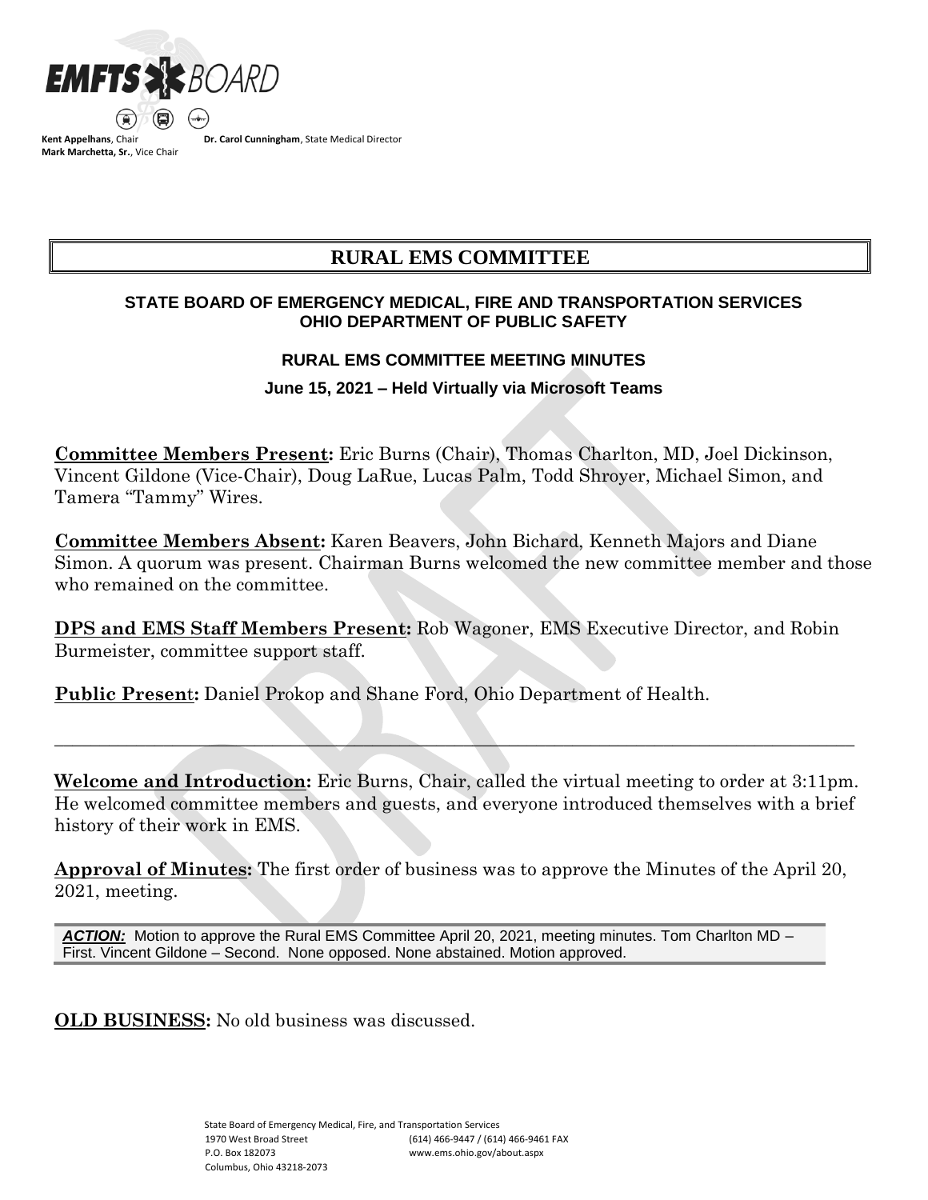**EMFTS BOARD**

**Kent Appelhans**, Chair
**Mark Marchetta, Sr.**, Vice Chair

**Dr. Carol Cunningham**, State Medical Director

# RURAL EMS COMMITTEE

### STATE BOARD OF EMERGENCY MEDICAL, FIRE AND TRANSPORTATION SERVICES
### OHIO DEPARTMENT OF PUBLIC SAFETY

### RURAL EMS COMMITTEE MEETING MINUTES

**June 15, 2021 – Held Virtually via Microsoft Teams**

**Committee Members Present:** Eric Burns (Chair), Thomas Charlton, MD, Joel Dickinson, Vincent Gildone (Vice-Chair), Doug LaRue, Lucas Palm, Todd Shroyer, Michael Simon, and Tamera "Tammy" Wires.

**Committee Members Absent:** Karen Beavers, John Bichard, Kenneth Majors and Diane Simon. A quorum was present. Chairman Burns welcomed the new committee member and those who remained on the committee.

**DPS and EMS Staff Members Present:** Rob Wagoner, EMS Executive Director, and Robin Burmeister, committee support staff.

**Public Present:** Daniel Prokop and Shane Ford, Ohio Department of Health.

---

**Welcome and Introduction:** Eric Burns, Chair, called the virtual meeting to order at 3:11pm. He welcomed committee members and guests, and everyone introduced themselves with a brief history of their work in EMS.

**Approval of Minutes:** The first order of business was to approve the Minutes of the April 20, 2021, meeting.

***ACTION:*** Motion to approve the Rural EMS Committee April 20, 2021, meeting minutes. Tom Charlton MD – First. Vincent Gildone – Second. None opposed. None abstained. Motion approved.

**OLD BUSINESS:** No old business was discussed.

State Board of Emergency Medical, Fire, and Transportation Services
1970 West Broad Street
P.O. Box 182073
Columbus, Ohio 43218-2073
(614) 466-9447 / (614) 466-9461 FAX
www.ems.ohio.gov/about.aspx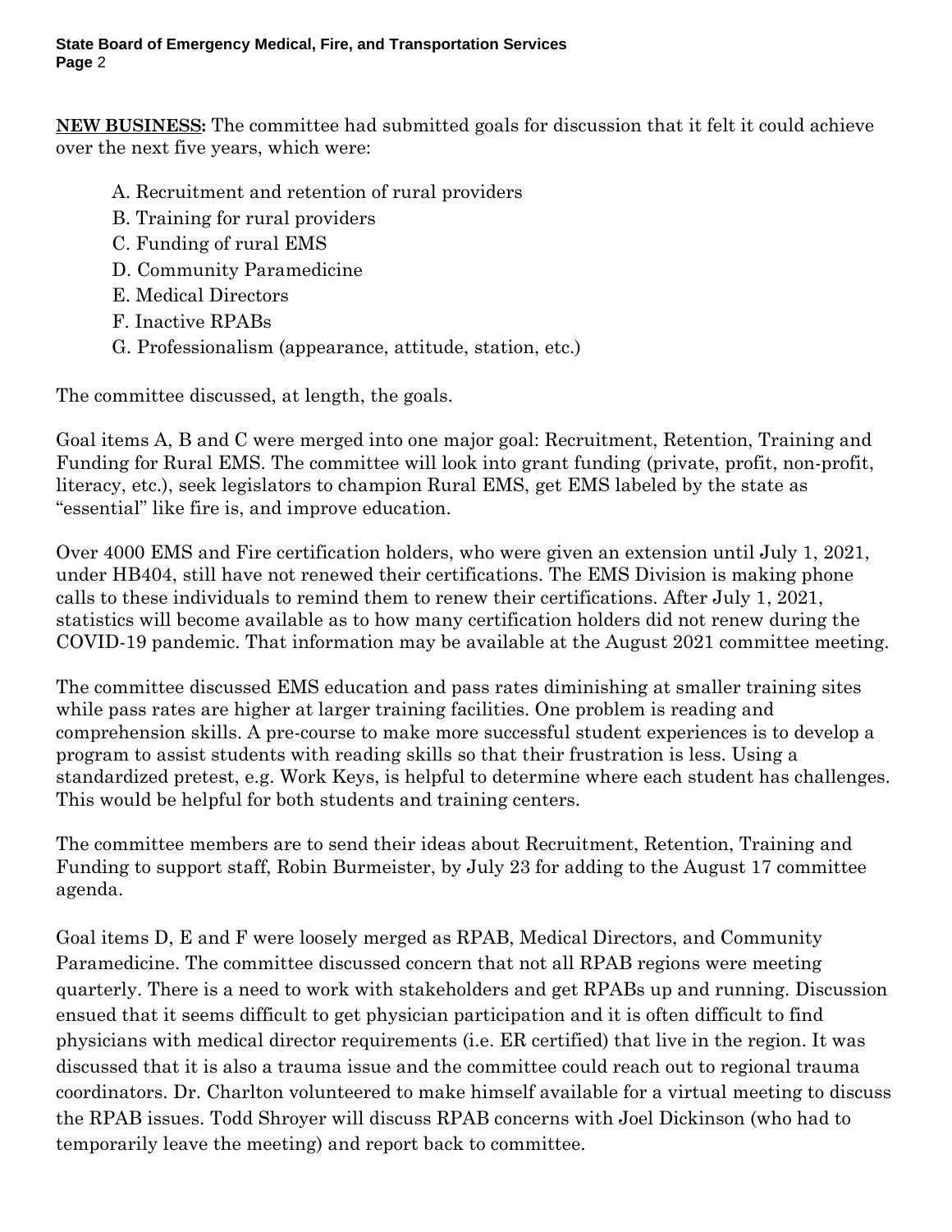**NEW BUSINESS:** The committee had submitted goals for discussion that it felt it could achieve over the next five years, which were:

A. Recruitment and retention of rural providers
B. Training for rural providers
C. Funding of rural EMS
D. Community Paramedicine
E. Medical Directors
F. Inactive RPABs
G. Professionalism (appearance, attitude, station, etc.)

The committee discussed, at length, the goals.

Goal items A, B and C were merged into one major goal: Recruitment, Retention, Training and Funding for Rural EMS. The committee will look into grant funding (private, profit, non-profit, literacy, etc.), seek legislators to champion Rural EMS, get EMS labeled by the state as "essential" like fire is, and improve education.

Over 4000 EMS and Fire certification holders, who were given an extension until July 1, 2021, under HB404, still have not renewed their certifications. The EMS Division is making phone calls to these individuals to remind them to renew their certifications. After July 1, 2021, statistics will become available as to how many certification holders did not renew during the COVID-19 pandemic. That information may be available at the August 2021 committee meeting.

The committee discussed EMS education and pass rates diminishing at smaller training sites while pass rates are higher at larger training facilities. One problem is reading and comprehension skills. A pre-course to make more successful student experiences is to develop a program to assist students with reading skills so that their frustration is less. Using a standardized pretest, e.g. Work Keys, is helpful to determine where each student has challenges. This would be helpful for both students and training centers.

The committee members are to send their ideas about Recruitment, Retention, Training and Funding to support staff, Robin Burmeister, by July 23 for adding to the August 17 committee agenda.

Goal items D, E and F were loosely merged as RPAB, Medical Directors, and Community Paramedicine. The committee discussed concern that not all RPAB regions were meeting quarterly. There is a need to work with stakeholders and get RPABs up and running. Discussion ensued that it seems difficult to get physician participation and it is often difficult to find physicians with medical director requirements (i.e. ER certified) that live in the region. It was discussed that it is also a trauma issue and the committee could reach out to regional trauma coordinators. Dr. Charlton volunteered to make himself available for a virtual meeting to discuss the RPAB issues. Todd Shroyer will discuss RPAB concerns with Joel Dickinson (who had to temporarily leave the meeting) and report back to committee.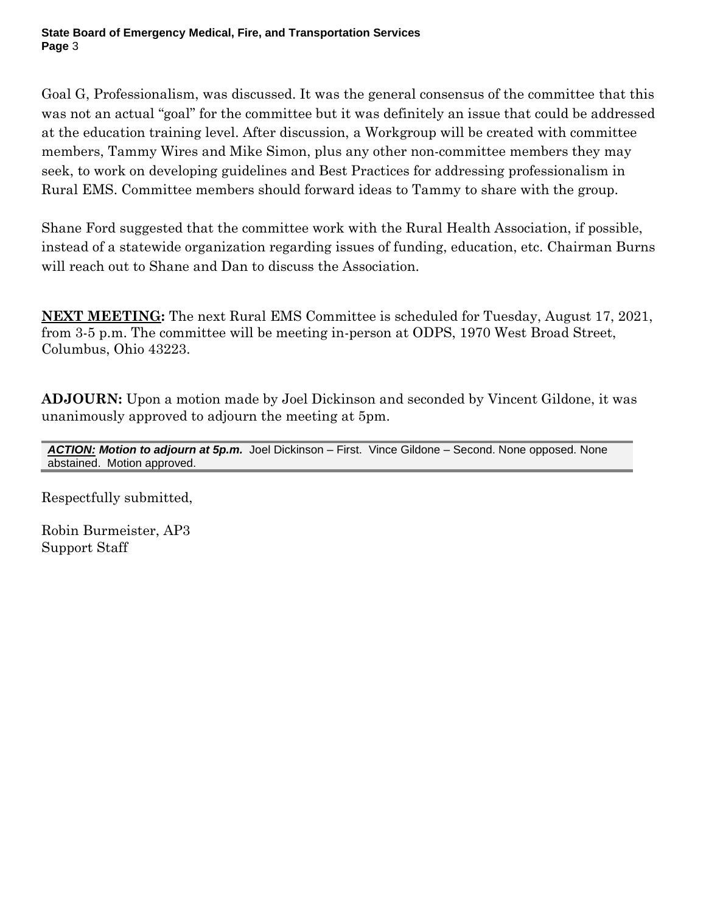Goal G, Professionalism, was discussed. It was the general consensus of the committee that this was not an actual "goal" for the committee but it was definitely an issue that could be addressed at the education training level. After discussion, a Workgroup will be created with committee members, Tammy Wires and Mike Simon, plus any other non-committee members they may seek, to work on developing guidelines and Best Practices for addressing professionalism in Rural EMS. Committee members should forward ideas to Tammy to share with the group.

Shane Ford suggested that the committee work with the Rural Health Association, if possible, instead of a statewide organization regarding issues of funding, education, etc. Chairman Burns will reach out to Shane and Dan to discuss the Association.

**<u>NEXT MEETING</u>:** The next Rural EMS Committee is scheduled for Tuesday, August 17, 2021, from 3-5 p.m. The committee will be meeting in-person at ODPS, 1970 West Broad Street, Columbus, Ohio 43223.

**ADJOURN:** Upon a motion made by Joel Dickinson and seconded by Vincent Gildone, it was unanimously approved to adjourn the meeting at 5pm.

***<u>ACTION:</u> Motion to adjourn at 5p.m.*** Joel Dickinson – First. Vince Gildone – Second. None opposed. None abstained. Motion approved.

Respectfully submitted,

Robin Burmeister, AP3
Support Staff